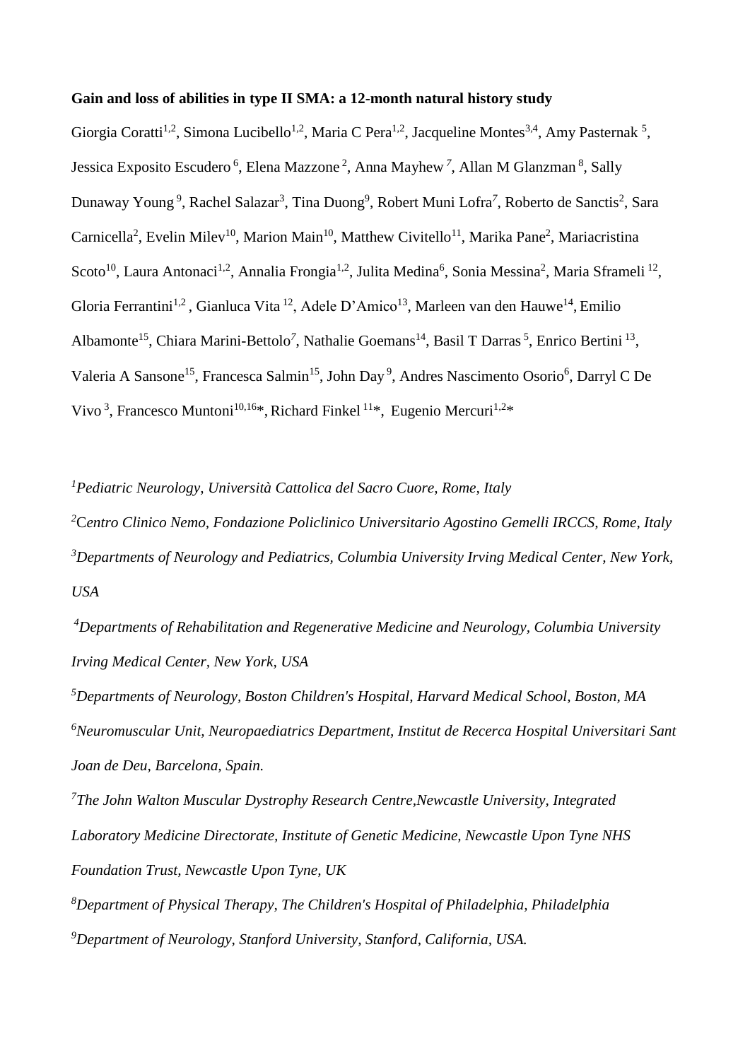**Gain and loss of abilities in type II SMA: a 12-month natural history study**

Giorgia Coratti[1,2], Simona Lucibello[1,2], Maria C Pera[1,2], Jacqueline Montes[3,4], Amy Pasternak [5], Jessica Exposito Escudero [6], Elena Mazzone [2], Anna Mayhew [7], Allan M Glanzman [8], Sally Dunaway Young [9], Rachel Salazar[3], Tina Duong[9], Robert Muni Lofra[7], Roberto de Sanctis[2], Sara Carnicella[2], Evelin Milev[10], Marion Main[10], Matthew Civitello[11], Marika Pane[2], Mariacristina Scoto[10], Laura Antonaci[1,2], Annalia Frongia[1,2], Julita Medina[6], Sonia Messina[2], Maria Sframeli [12], Gloria Ferrantini[1,2] , Gianluca Vita [12], Adele D'Amico[13], Marleen van den Hauwe[14], Emilio Albamonte[15], Chiara Marini-Bettolo[7], Nathalie Goemans[14], Basil T Darras [5], Enrico Bertini [13], Valeria A Sansone[15], Francesca Salmin[15], John Day [9], Andres Nascimento Osorio[6], Darryl C De Vivo [3], Francesco Muntoni[10,16]*, Richard Finkel [11]*, Eugenio Mercuri[1,2]*

[1]*Pediatric Neurology, Università Cattolica del Sacro Cuore, Rome, Italy*

[2]*Centro Clinico Nemo, Fondazione Policlinico Universitario Agostino Gemelli IRCCS, Rome, Italy*

[3]*Departments of Neurology and Pediatrics, Columbia University Irving Medical Center, New York, USA*

[4]*Departments of Rehabilitation and Regenerative Medicine and Neurology, Columbia University Irving Medical Center, New York, USA*

[5]*Departments of Neurology, Boston Children's Hospital, Harvard Medical School, Boston, MA*

[6]*Neuromuscular Unit, Neuropaediatrics Department, Institut de Recerca Hospital Universitari Sant Joan de Deu, Barcelona, Spain.*

[7]*The John Walton Muscular Dystrophy Research Centre,Newcastle University, Integrated Laboratory Medicine Directorate, Institute of Genetic Medicine, Newcastle Upon Tyne NHS Foundation Trust, Newcastle Upon Tyne, UK*

[8]*Department of Physical Therapy, The Children's Hospital of Philadelphia, Philadelphia*

[9]*Department of Neurology, Stanford University, Stanford, California, USA.*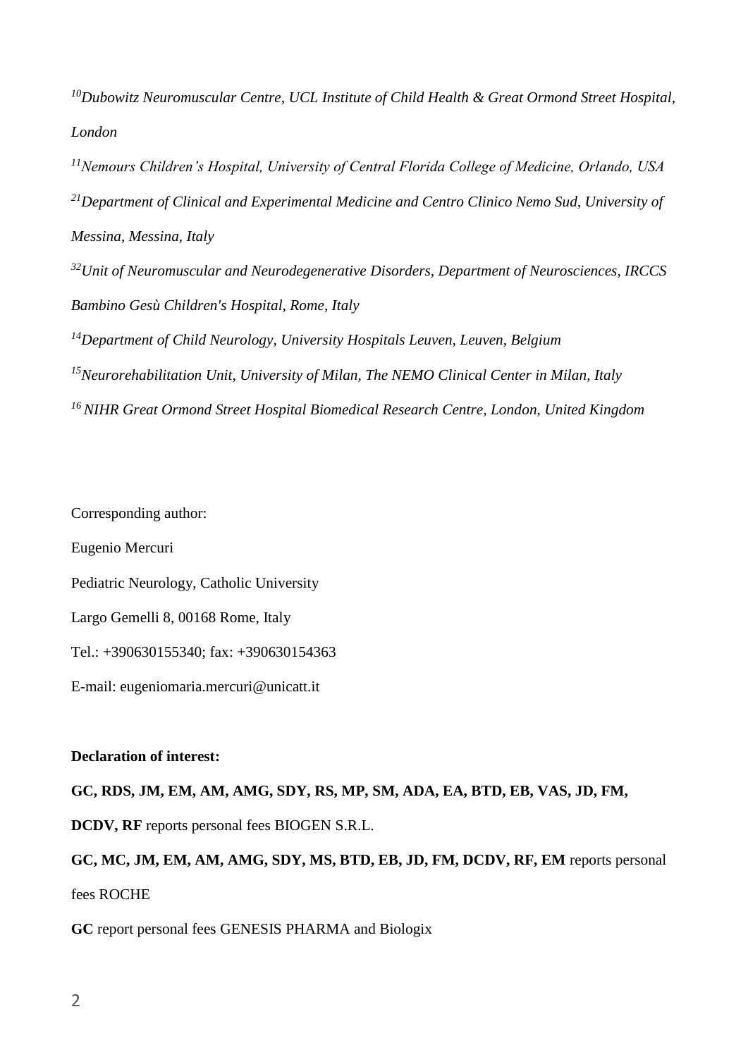[10]*Dubowitz Neuromuscular Centre, UCL Institute of Child Health & Great Ormond Street Hospital, London*

[11]*Nemours Children's Hospital, University of Central Florida College of Medicine, Orlando, USA*

[21]*Department of Clinical and Experimental Medicine and Centro Clinico Nemo Sud, University of Messina, Messina, Italy*

[32]*Unit of Neuromuscular and Neurodegenerative Disorders, Department of Neurosciences, IRCCS Bambino Gesù Children's Hospital, Rome, Italy*

[14]*Department of Child Neurology, University Hospitals Leuven, Leuven, Belgium*

[15]*Neurorehabilitation Unit, University of Milan, The NEMO Clinical Center in Milan, Italy*

[16] *NIHR Great Ormond Street Hospital Biomedical Research Centre, London, United Kingdom*

Corresponding author:

Eugenio Mercuri

Pediatric Neurology, Catholic University

Largo Gemelli 8, 00168 Rome, Italy

Tel.: +390630155340; fax: +390630154363

E-mail: eugeniomaria.mercuri@unicatt.it

**Declaration of interest:**

**GC, RDS, JM, EM, AM, AMG, SDY, RS, MP, SM, ADA, EA, BTD, EB, VAS, JD, FM, DCDV, RF** reports personal fees BIOGEN S.R.L.

**GC, MC, JM, EM, AM, AMG, SDY, MS, BTD, EB, JD, FM, DCDV, RF, EM** reports personal fees ROCHE

**GC** report personal fees GENESIS PHARMA and Biologix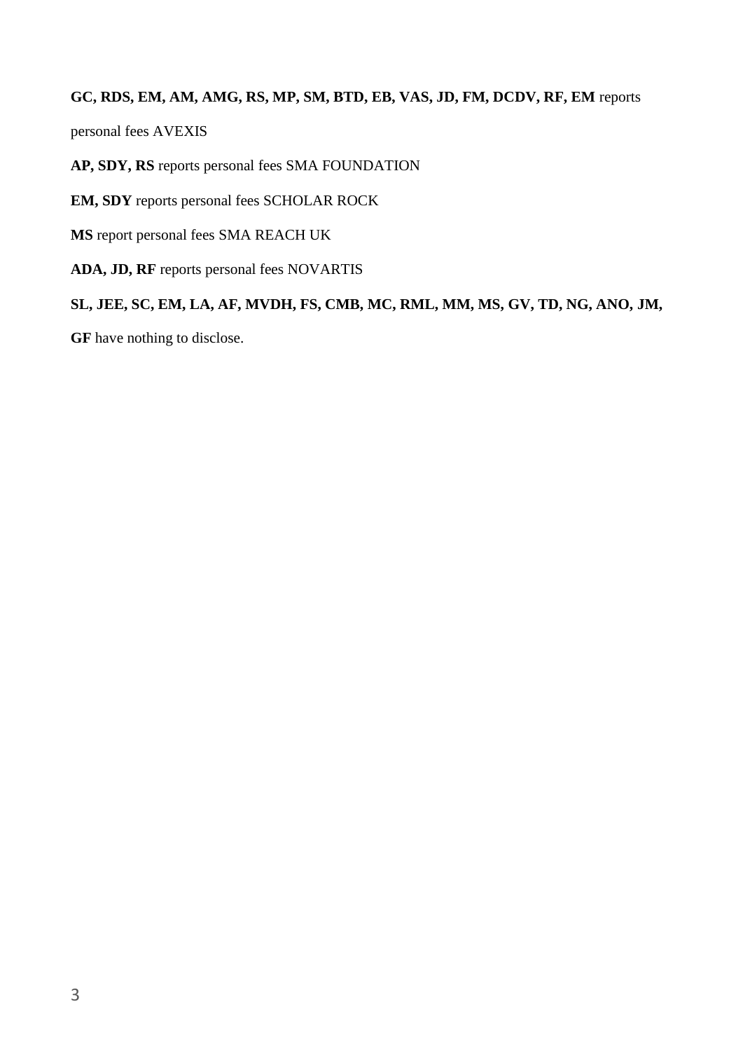**GC, RDS, EM, AM, AMG, RS, MP, SM, BTD, EB, VAS, JD, FM, DCDV, RF, EM** reports personal fees AVEXIS

**AP, SDY, RS** reports personal fees SMA FOUNDATION

**EM, SDY** reports personal fees SCHOLAR ROCK

**MS** report personal fees SMA REACH UK

**ADA, JD, RF** reports personal fees NOVARTIS

**SL, JEE, SC, EM, LA, AF, MVDH, FS, CMB, MC, RML, MM, MS, GV, TD, NG, ANO, JM, GF** have nothing to disclose.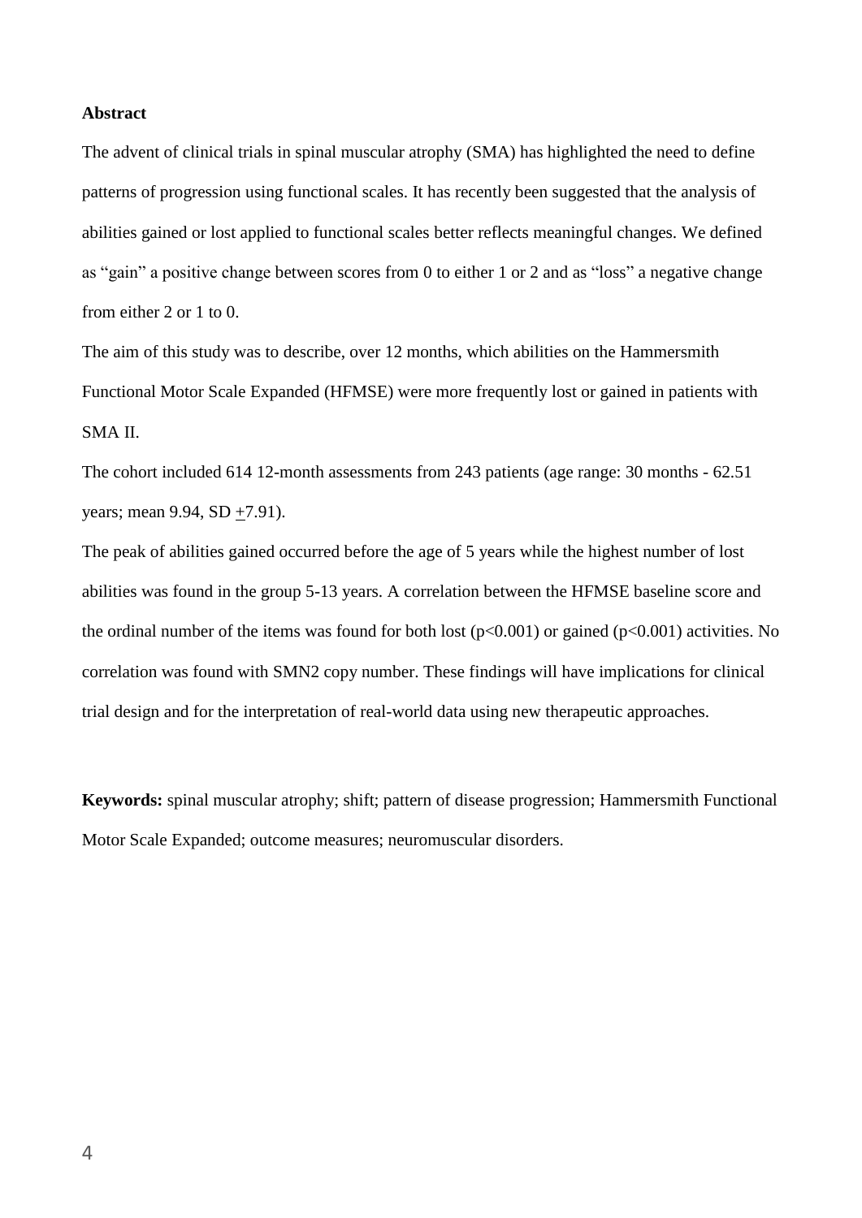**Abstract**

The advent of clinical trials in spinal muscular atrophy (SMA) has highlighted the need to define patterns of progression using functional scales. It has recently been suggested that the analysis of abilities gained or lost applied to functional scales better reflects meaningful changes. We defined as "gain" a positive change between scores from 0 to either 1 or 2 and as "loss" a negative change from either 2 or 1 to 0.

The aim of this study was to describe, over 12 months, which abilities on the Hammersmith Functional Motor Scale Expanded (HFMSE) were more frequently lost or gained in patients with SMA II.

The cohort included 614 12-month assessments from 243 patients (age range: 30 months - 62.51 years; mean 9.94, SD $\pm$7.91).

The peak of abilities gained occurred before the age of 5 years while the highest number of lost abilities was found in the group 5-13 years. A correlation between the HFMSE baseline score and the ordinal number of the items was found for both lost ($p<0.001$) or gained ($p<0.001$) activities. No correlation was found with SMN2 copy number. These findings will have implications for clinical trial design and for the interpretation of real-world data using new therapeutic approaches.

**Keywords:** spinal muscular atrophy; shift; pattern of disease progression; Hammersmith Functional Motor Scale Expanded; outcome measures; neuromuscular disorders.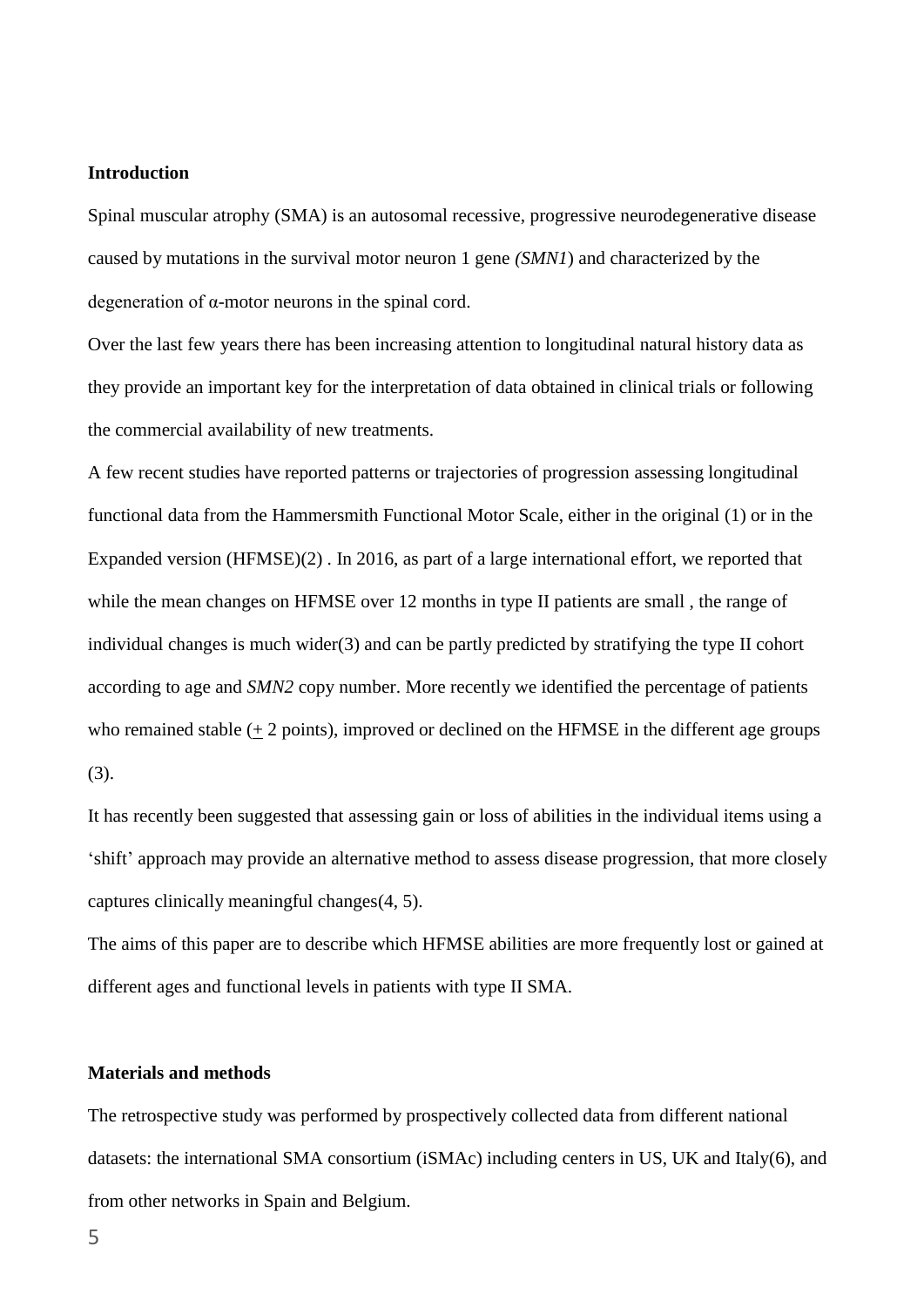**Introduction**

Spinal muscular atrophy (SMA) is an autosomal recessive, progressive neurodegenerative disease caused by mutations in the survival motor neuron 1 gene *(SMN1*) and characterized by the degeneration of α-motor neurons in the spinal cord.

Over the last few years there has been increasing attention to longitudinal natural history data as they provide an important key for the interpretation of data obtained in clinical trials or following the commercial availability of new treatments.

A few recent studies have reported patterns or trajectories of progression assessing longitudinal functional data from the Hammersmith Functional Motor Scale, either in the original (1) or in the Expanded version (HFMSE)(2) . In 2016, as part of a large international effort, we reported that while the mean changes on HFMSE over 12 months in type II patients are small , the range of individual changes is much wider(3) and can be partly predicted by stratifying the type II cohort according to age and *SMN2* copy number. More recently we identified the percentage of patients who remained stable (± 2 points), improved or declined on the HFMSE in the different age groups (3).

It has recently been suggested that assessing gain or loss of abilities in the individual items using a 'shift' approach may provide an alternative method to assess disease progression, that more closely captures clinically meaningful changes(4, 5).

The aims of this paper are to describe which HFMSE abilities are more frequently lost or gained at different ages and functional levels in patients with type II SMA.

**Materials and methods**

The retrospective study was performed by prospectively collected data from different national datasets: the international SMA consortium (iSMAc) including centers in US, UK and Italy(6), and from other networks in Spain and Belgium.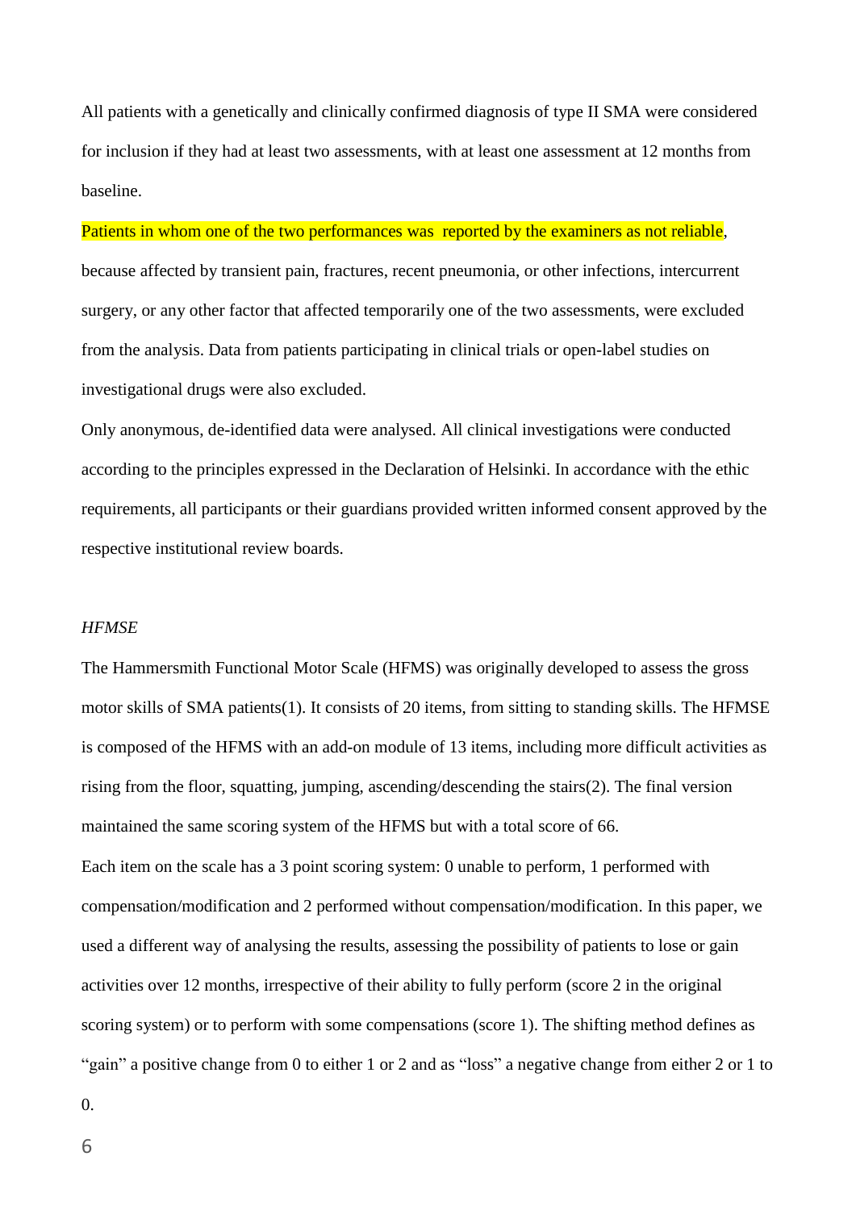All patients with a genetically and clinically confirmed diagnosis of type II SMA were considered for inclusion if they had at least two assessments, with at least one assessment at 12 months from baseline.

Patients in whom one of the two performances was reported by the examiners as not reliable, because affected by transient pain, fractures, recent pneumonia, or other infections, intercurrent surgery, or any other factor that affected temporarily one of the two assessments, were excluded from the analysis. Data from patients participating in clinical trials or open-label studies on investigational drugs were also excluded.

Only anonymous, de-identified data were analysed. All clinical investigations were conducted according to the principles expressed in the Declaration of Helsinki. In accordance with the ethic requirements, all participants or their guardians provided written informed consent approved by the respective institutional review boards.

*HFMSE*

The Hammersmith Functional Motor Scale (HFMS) was originally developed to assess the gross motor skills of SMA patients(1). It consists of 20 items, from sitting to standing skills. The HFMSE is composed of the HFMS with an add-on module of 13 items, including more difficult activities as rising from the floor, squatting, jumping, ascending/descending the stairs(2). The final version maintained the same scoring system of the HFMS but with a total score of 66.

Each item on the scale has a 3 point scoring system: 0 unable to perform, 1 performed with compensation/modification and 2 performed without compensation/modification. In this paper, we used a different way of analysing the results, assessing the possibility of patients to lose or gain activities over 12 months, irrespective of their ability to fully perform (score 2 in the original scoring system) or to perform with some compensations (score 1). The shifting method defines as "gain" a positive change from 0 to either 1 or 2 and as "loss" a negative change from either 2 or 1 to 0.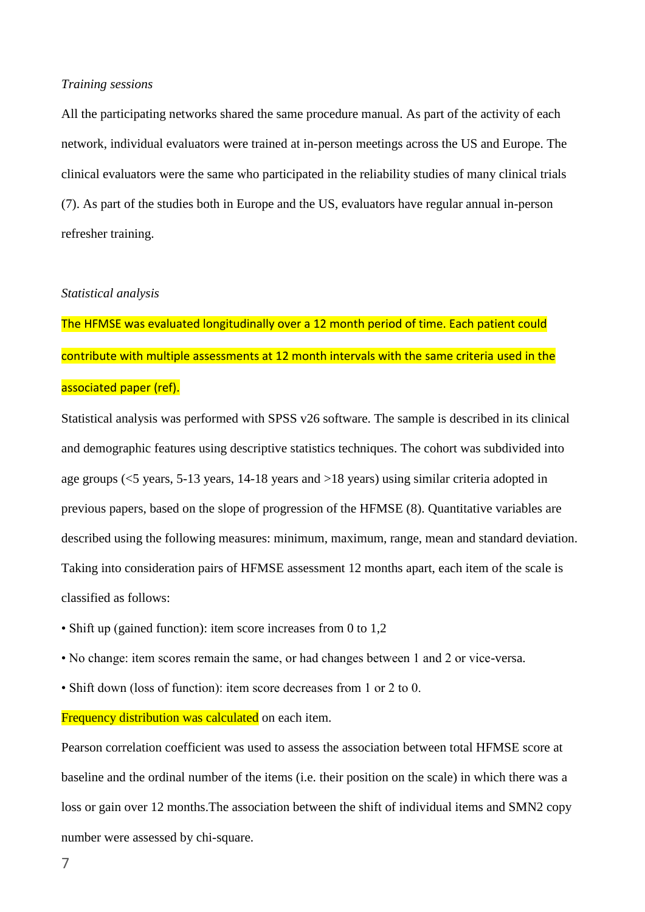*Training sessions*

All the participating networks shared the same procedure manual. As part of the activity of each network, individual evaluators were trained at in-person meetings across the US and Europe. The clinical evaluators were the same who participated in the reliability studies of many clinical trials (7). As part of the studies both in Europe and the US, evaluators have regular annual in-person refresher training.

*Statistical analysis*

The HFMSE was evaluated longitudinally over a 12 month period of time. Each patient could contribute with multiple assessments at 12 month intervals with the same criteria used in the associated paper (ref).

Statistical analysis was performed with SPSS v26 software. The sample is described in its clinical and demographic features using descriptive statistics techniques. The cohort was subdivided into age groups (<5 years, 5-13 years, 14-18 years and >18 years) using similar criteria adopted in previous papers, based on the slope of progression of the HFMSE (8). Quantitative variables are described using the following measures: minimum, maximum, range, mean and standard deviation. Taking into consideration pairs of HFMSE assessment 12 months apart, each item of the scale is classified as follows:

- Shift up (gained function): item score increases from 0 to 1,2
- No change: item scores remain the same, or had changes between 1 and 2 or vice-versa.
- Shift down (loss of function): item score decreases from 1 or 2 to 0.

Frequency distribution was calculated on each item.

Pearson correlation coefficient was used to assess the association between total HFMSE score at baseline and the ordinal number of the items (i.e. their position on the scale) in which there was a loss or gain over 12 months.The association between the shift of individual items and SMN2 copy number were assessed by chi-square.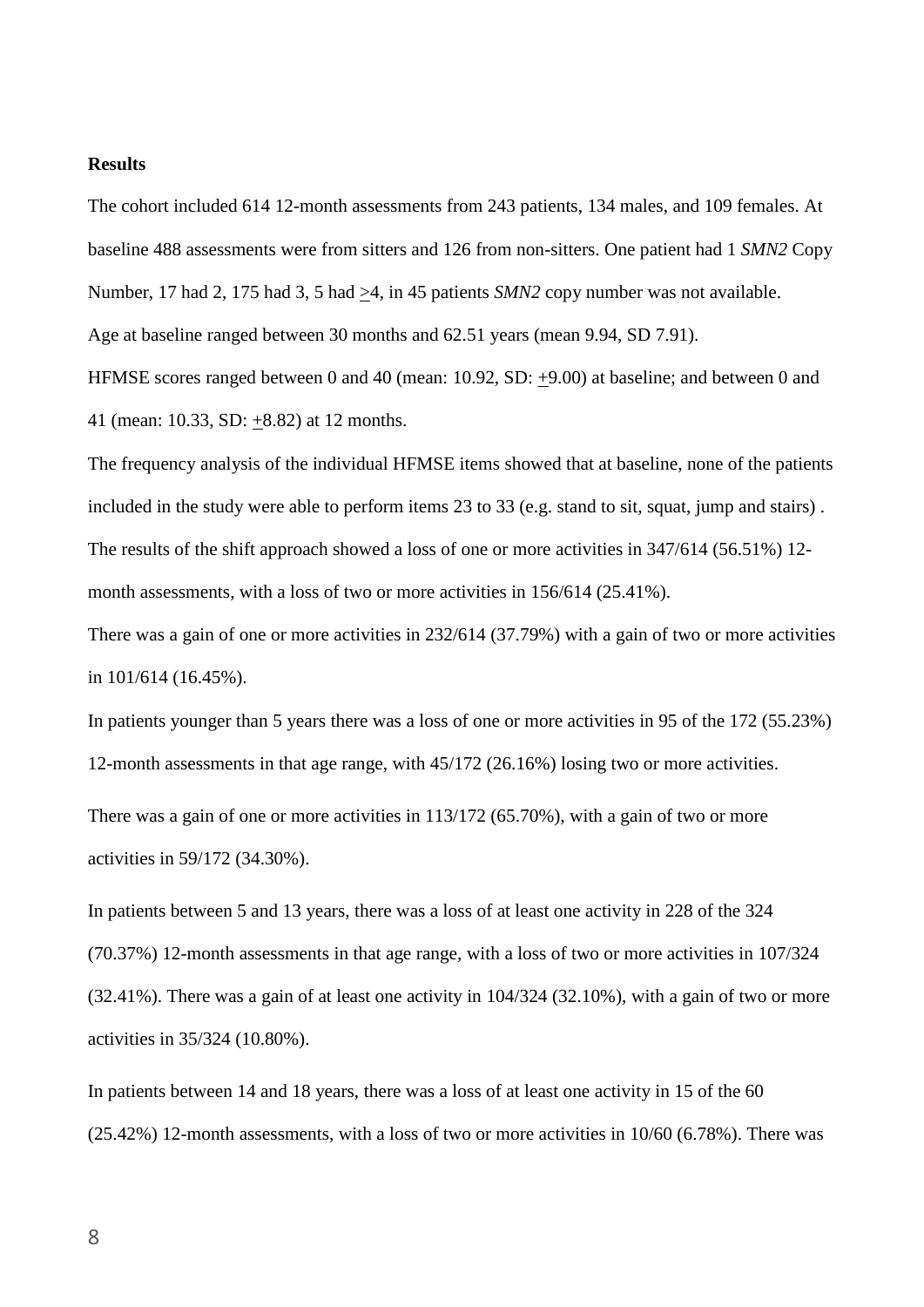**Results**

The cohort included 614 12-month assessments from 243 patients, 134 males, and 109 females. At baseline 488 assessments were from sitters and 126 from non-sitters. One patient had 1 *SMN2* Copy Number, 17 had 2, 175 had 3, 5 had $\geq$4, in 45 patients *SMN2* copy number was not available.

Age at baseline ranged between 30 months and 62.51 years (mean 9.94, SD 7.91).

HFMSE scores ranged between 0 and 40 (mean: 10.92, SD: $\pm$9.00) at baseline; and between 0 and 41 (mean: 10.33, SD: $\pm$8.82) at 12 months.

The frequency analysis of the individual HFMSE items showed that at baseline, none of the patients included in the study were able to perform items 23 to 33 (e.g. stand to sit, squat, jump and stairs) .

The results of the shift approach showed a loss of one or more activities in 347/614 (56.51%) 12-month assessments, with a loss of two or more activities in 156/614 (25.41%).

There was a gain of one or more activities in 232/614 (37.79%) with a gain of two or more activities in 101/614 (16.45%).

In patients younger than 5 years there was a loss of one or more activities in 95 of the 172 (55.23%) 12-month assessments in that age range, with 45/172 (26.16%) losing two or more activities.

There was a gain of one or more activities in 113/172 (65.70%), with a gain of two or more activities in 59/172 (34.30%).

In patients between 5 and 13 years, there was a loss of at least one activity in 228 of the 324 (70.37%) 12-month assessments in that age range, with a loss of two or more activities in 107/324 (32.41%). There was a gain of at least one activity in 104/324 (32.10%), with a gain of two or more activities in 35/324 (10.80%).

In patients between 14 and 18 years, there was a loss of at least one activity in 15 of the 60 (25.42%) 12-month assessments, with a loss of two or more activities in 10/60 (6.78%). There was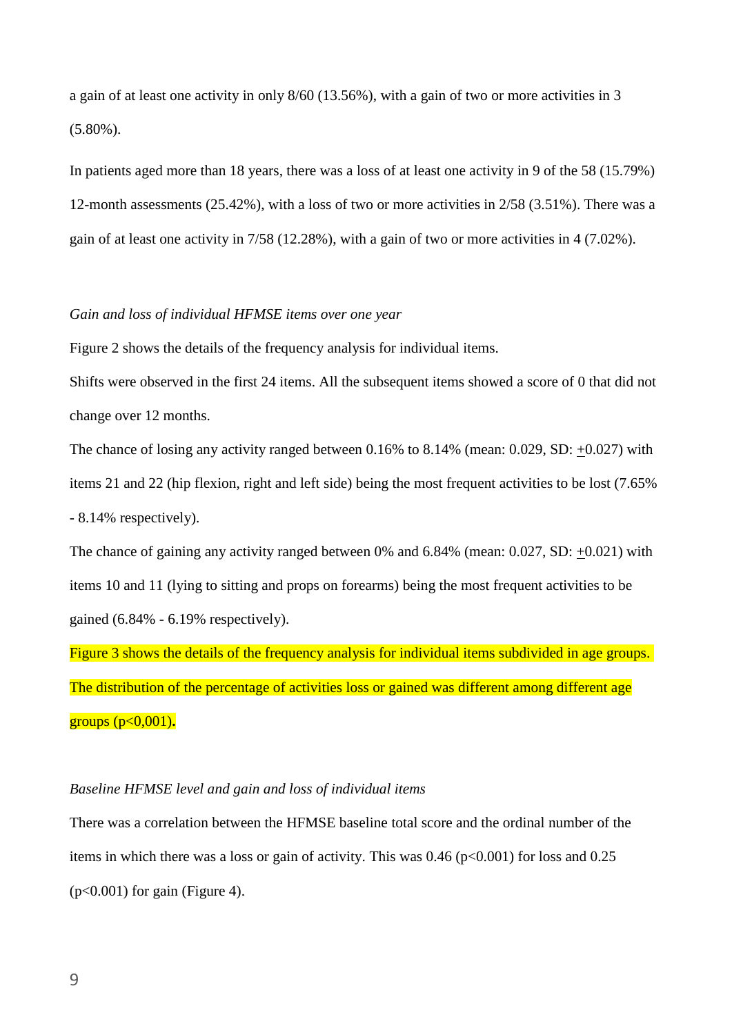a gain of at least one activity in only 8/60 (13.56%), with a gain of two or more activities in 3 (5.80%).

In patients aged more than 18 years, there was a loss of at least one activity in 9 of the 58 (15.79%) 12-month assessments (25.42%), with a loss of two or more activities in 2/58 (3.51%). There was a gain of at least one activity in 7/58 (12.28%), with a gain of two or more activities in 4 (7.02%).

*Gain and loss of individual HFMSE items over one year*

Figure 2 shows the details of the frequency analysis for individual items.

Shifts were observed in the first 24 items. All the subsequent items showed a score of 0 that did not change over 12 months.

The chance of losing any activity ranged between 0.16% to 8.14% (mean: 0.029, SD: ±0.027) with items 21 and 22 (hip flexion, right and left side) being the most frequent activities to be lost (7.65% - 8.14% respectively).

The chance of gaining any activity ranged between 0% and 6.84% (mean: 0.027, SD: ±0.021) with items 10 and 11 (lying to sitting and props on forearms) being the most frequent activities to be gained (6.84% - 6.19% respectively).

Figure 3 shows the details of the frequency analysis for individual items subdivided in age groups. The distribution of the percentage of activities loss or gained was different among different age groups ($p<0,001$)**.**

*Baseline HFMSE level and gain and loss of individual items*

There was a correlation between the HFMSE baseline total score and the ordinal number of the items in which there was a loss or gain of activity. This was 0.46 ($p<0.001$) for loss and 0.25 ($p<0.001$) for gain (Figure 4).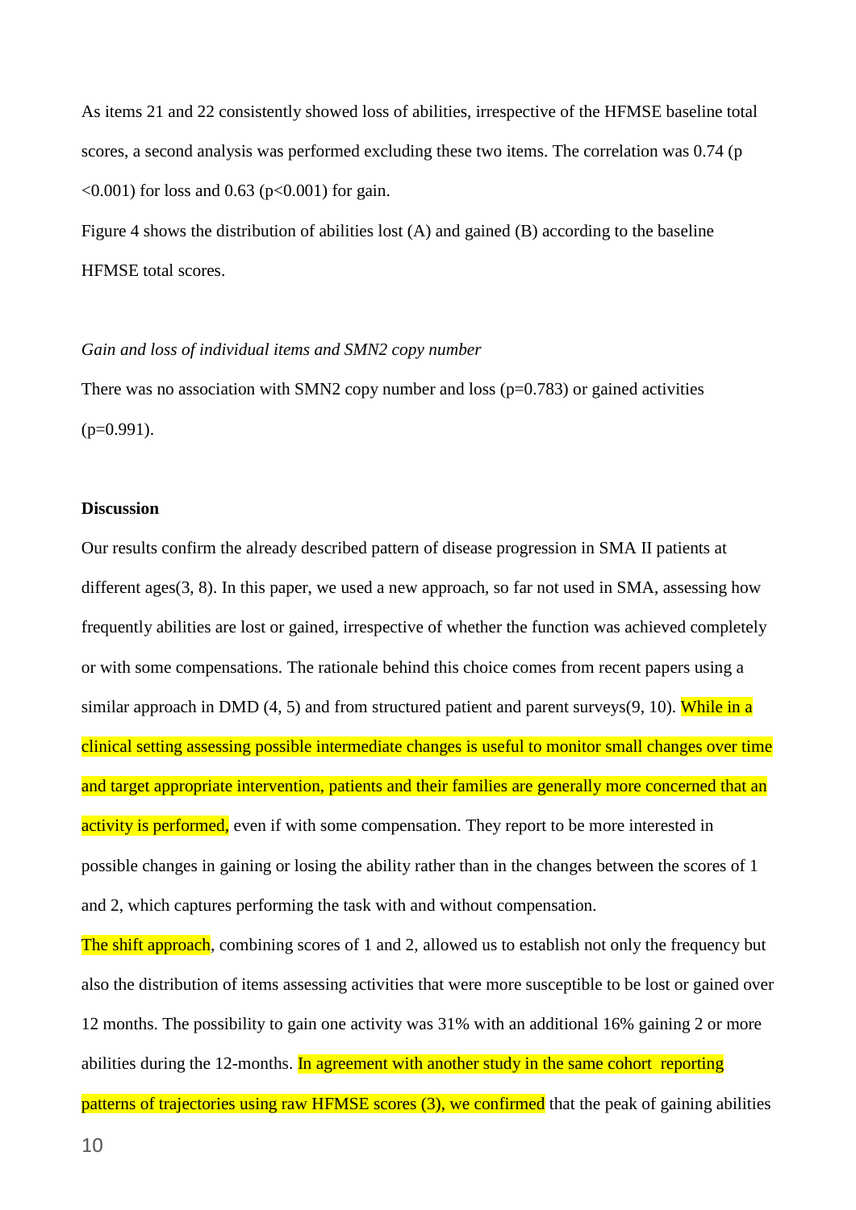As items 21 and 22 consistently showed loss of abilities, irrespective of the HFMSE baseline total scores, a second analysis was performed excluding these two items. The correlation was 0.74 (p <0.001) for loss and 0.63 (p<0.001) for gain.

Figure 4 shows the distribution of abilities lost (A) and gained (B) according to the baseline HFMSE total scores.

*Gain and loss of individual items and SMN2 copy number*

There was no association with SMN2 copy number and loss (p=0.783) or gained activities (p=0.991).

**Discussion**

Our results confirm the already described pattern of disease progression in SMA II patients at different ages(3, 8). In this paper, we used a new approach, so far not used in SMA, assessing how frequently abilities are lost or gained, irrespective of whether the function was achieved completely or with some compensations. The rationale behind this choice comes from recent papers using a similar approach in DMD (4, 5) and from structured patient and parent surveys(9, 10). While in a clinical setting assessing possible intermediate changes is useful to monitor small changes over time and target appropriate intervention, patients and their families are generally more concerned that an activity is performed, even if with some compensation. They report to be more interested in possible changes in gaining or losing the ability rather than in the changes between the scores of 1 and 2, which captures performing the task with and without compensation.

The shift approach, combining scores of 1 and 2, allowed us to establish not only the frequency but also the distribution of items assessing activities that were more susceptible to be lost or gained over 12 months. The possibility to gain one activity was 31% with an additional 16% gaining 2 or more abilities during the 12-months. In agreement with another study in the same cohort reporting patterns of trajectories using raw HFMSE scores (3), we confirmed that the peak of gaining abilities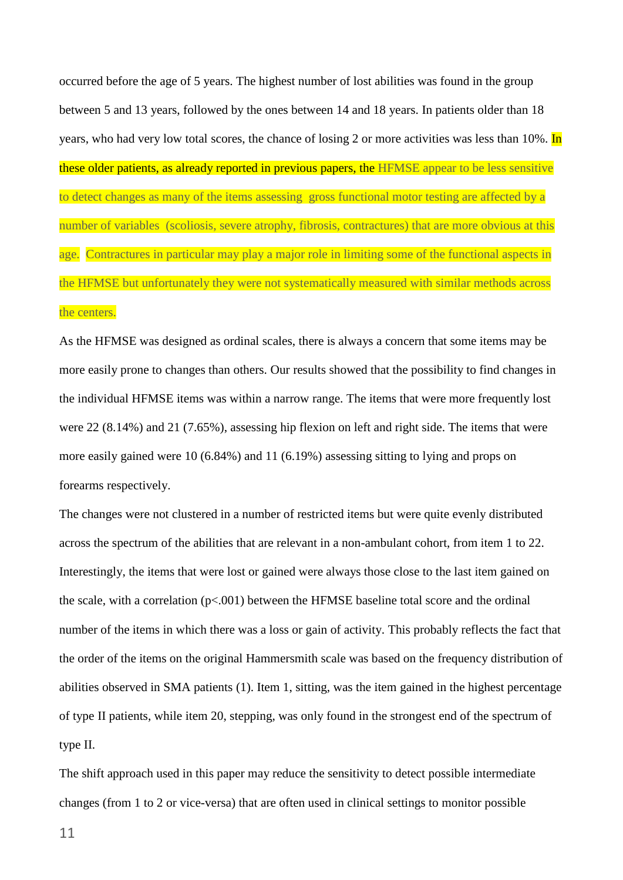occurred before the age of 5 years. The highest number of lost abilities was found in the group between 5 and 13 years, followed by the ones between 14 and 18 years. In patients older than 18 years, who had very low total scores, the chance of losing 2 or more activities was less than 10%. In these older patients, as already reported in previous papers, the HFMSE appear to be less sensitive to detect changes as many of the items assessing gross functional motor testing are affected by a number of variables (scoliosis, severe atrophy, fibrosis, contractures) that are more obvious at this age. Contractures in particular may play a major role in limiting some of the functional aspects in the HFMSE but unfortunately they were not systematically measured with similar methods across the centers.

As the HFMSE was designed as ordinal scales, there is always a concern that some items may be more easily prone to changes than others. Our results showed that the possibility to find changes in the individual HFMSE items was within a narrow range. The items that were more frequently lost were 22 (8.14%) and 21 (7.65%), assessing hip flexion on left and right side. The items that were more easily gained were 10 (6.84%) and 11 (6.19%) assessing sitting to lying and props on forearms respectively.

The changes were not clustered in a number of restricted items but were quite evenly distributed across the spectrum of the abilities that are relevant in a non-ambulant cohort, from item 1 to 22. Interestingly, the items that were lost or gained were always those close to the last item gained on the scale, with a correlation ($p<.001$) between the HFMSE baseline total score and the ordinal number of the items in which there was a loss or gain of activity. This probably reflects the fact that the order of the items on the original Hammersmith scale was based on the frequency distribution of abilities observed in SMA patients (1). Item 1, sitting, was the item gained in the highest percentage of type II patients, while item 20, stepping, was only found in the strongest end of the spectrum of type II.

The shift approach used in this paper may reduce the sensitivity to detect possible intermediate changes (from 1 to 2 or vice-versa) that are often used in clinical settings to monitor possible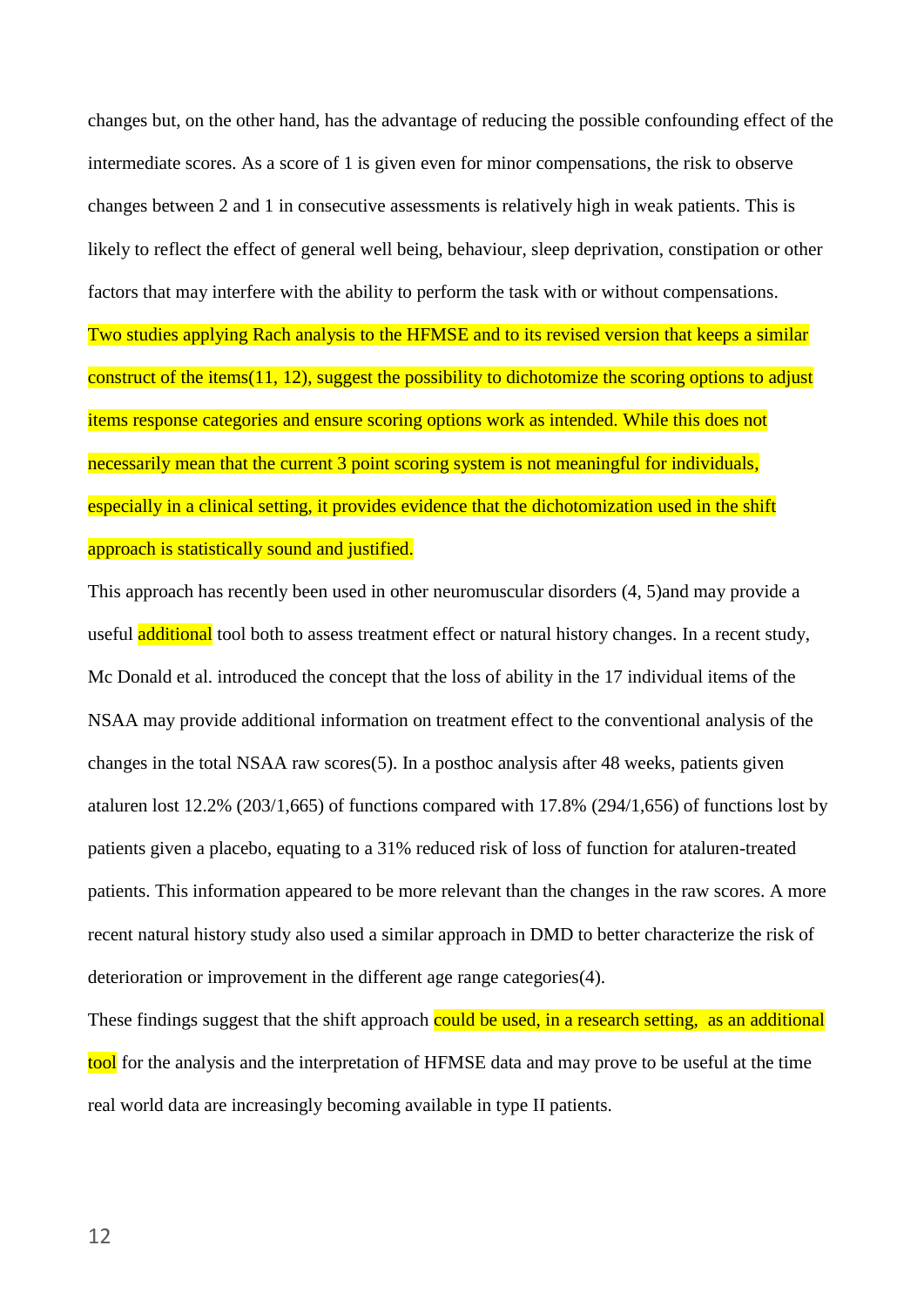changes but, on the other hand, has the advantage of reducing the possible confounding effect of the intermediate scores. As a score of 1 is given even for minor compensations, the risk to observe changes between 2 and 1 in consecutive assessments is relatively high in weak patients. This is likely to reflect the effect of general well being, behaviour, sleep deprivation, constipation or other factors that may interfere with the ability to perform the task with or without compensations. Two studies applying Rach analysis to the HFMSE and to its revised version that keeps a similar construct of the items(11, 12), suggest the possibility to dichotomize the scoring options to adjust items response categories and ensure scoring options work as intended. While this does not necessarily mean that the current 3 point scoring system is not meaningful for individuals, especially in a clinical setting, it provides evidence that the dichotomization used in the shift approach is statistically sound and justified.

This approach has recently been used in other neuromuscular disorders (4, 5)and may provide a useful additional tool both to assess treatment effect or natural history changes. In a recent study, Mc Donald et al. introduced the concept that the loss of ability in the 17 individual items of the NSAA may provide additional information on treatment effect to the conventional analysis of the changes in the total NSAA raw scores(5). In a posthoc analysis after 48 weeks, patients given ataluren lost 12.2% (203/1,665) of functions compared with 17.8% (294/1,656) of functions lost by patients given a placebo, equating to a 31% reduced risk of loss of function for ataluren-treated patients. This information appeared to be more relevant than the changes in the raw scores. A more recent natural history study also used a similar approach in DMD to better characterize the risk of deterioration or improvement in the different age range categories(4).

These findings suggest that the shift approach could be used, in a research setting, as an additional tool for the analysis and the interpretation of HFMSE data and may prove to be useful at the time real world data are increasingly becoming available in type II patients.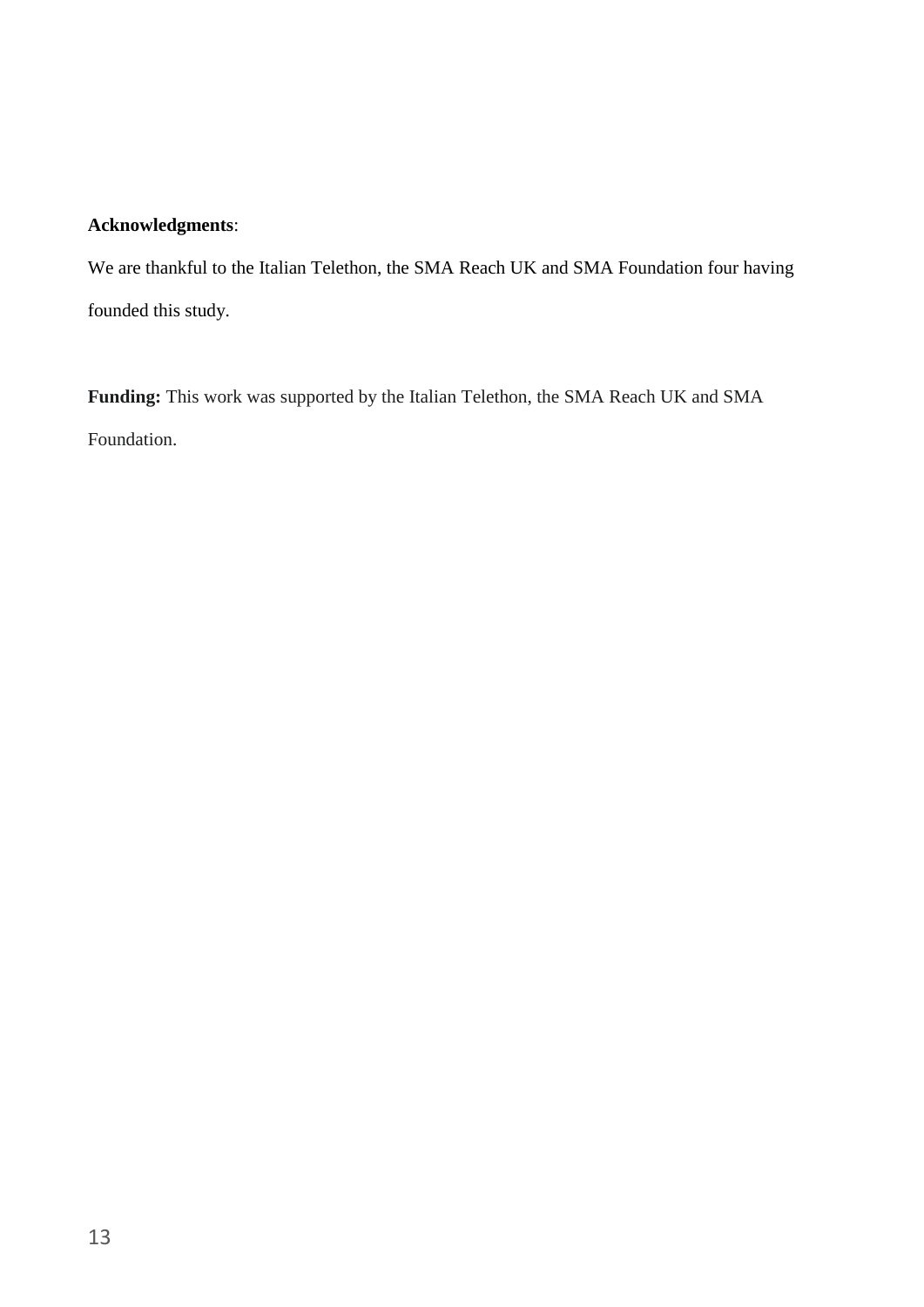**Acknowledgments**:

We are thankful to the Italian Telethon, the SMA Reach UK and SMA Foundation four having founded this study.

**Funding:** This work was supported by the Italian Telethon, the SMA Reach UK and SMA Foundation.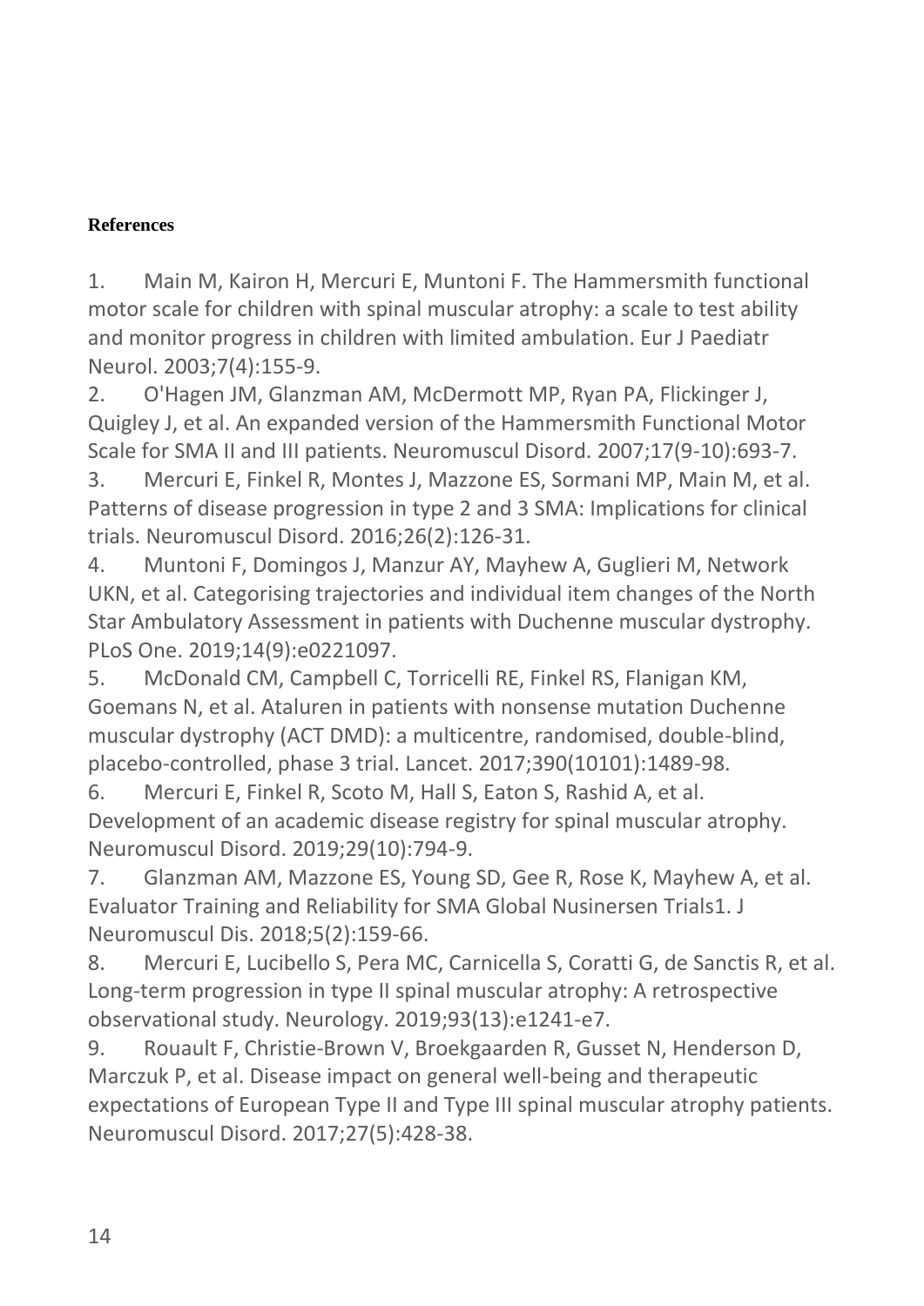**References**

1. Main M, Kairon H, Mercuri E, Muntoni F. The Hammersmith functional motor scale for children with spinal muscular atrophy: a scale to test ability and monitor progress in children with limited ambulation. Eur J Paediatr Neurol. 2003;7(4):155-9.
2. O'Hagen JM, Glanzman AM, McDermott MP, Ryan PA, Flickinger J, Quigley J, et al. An expanded version of the Hammersmith Functional Motor Scale for SMA II and III patients. Neuromuscul Disord. 2007;17(9-10):693-7.
3. Mercuri E, Finkel R, Montes J, Mazzone ES, Sormani MP, Main M, et al. Patterns of disease progression in type 2 and 3 SMA: Implications for clinical trials. Neuromuscul Disord. 2016;26(2):126-31.
4. Muntoni F, Domingos J, Manzur AY, Mayhew A, Guglieri M, Network UKN, et al. Categorising trajectories and individual item changes of the North Star Ambulatory Assessment in patients with Duchenne muscular dystrophy. PLoS One. 2019;14(9):e0221097.
5. McDonald CM, Campbell C, Torricelli RE, Finkel RS, Flanigan KM, Goemans N, et al. Ataluren in patients with nonsense mutation Duchenne muscular dystrophy (ACT DMD): a multicentre, randomised, double-blind, placebo-controlled, phase 3 trial. Lancet. 2017;390(10101):1489-98.
6. Mercuri E, Finkel R, Scoto M, Hall S, Eaton S, Rashid A, et al. Development of an academic disease registry for spinal muscular atrophy. Neuromuscul Disord. 2019;29(10):794-9.
7. Glanzman AM, Mazzone ES, Young SD, Gee R, Rose K, Mayhew A, et al. Evaluator Training and Reliability for SMA Global Nusinersen Trials1. J Neuromuscul Dis. 2018;5(2):159-66.
8. Mercuri E, Lucibello S, Pera MC, Carnicella S, Coratti G, de Sanctis R, et al. Long-term progression in type II spinal muscular atrophy: A retrospective observational study. Neurology. 2019;93(13):e1241-e7.
9. Rouault F, Christie-Brown V, Broekgaarden R, Gusset N, Henderson D, Marczuk P, et al. Disease impact on general well-being and therapeutic expectations of European Type II and Type III spinal muscular atrophy patients. Neuromuscul Disord. 2017;27(5):428-38.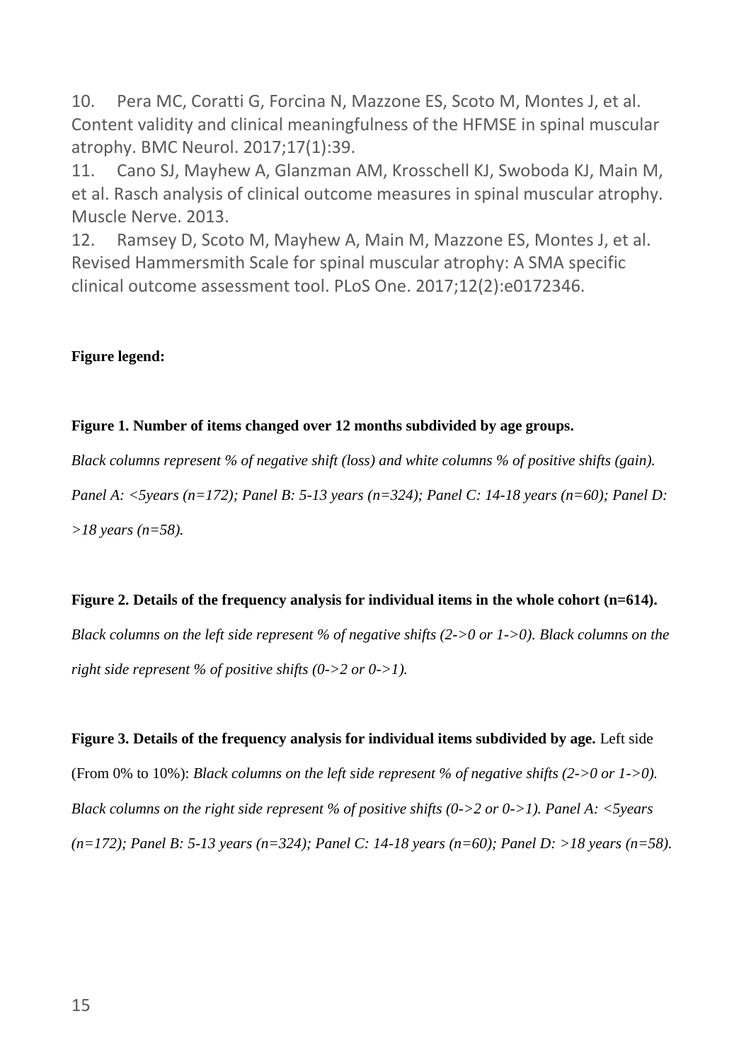10. Pera MC, Coratti G, Forcina N, Mazzone ES, Scoto M, Montes J, et al. Content validity and clinical meaningfulness of the HFMSE in spinal muscular atrophy. BMC Neurol. 2017;17(1):39.
11. Cano SJ, Mayhew A, Glanzman AM, Krosschell KJ, Swoboda KJ, Main M, et al. Rasch analysis of clinical outcome measures in spinal muscular atrophy. Muscle Nerve. 2013.
12. Ramsey D, Scoto M, Mayhew A, Main M, Mazzone ES, Montes J, et al. Revised Hammersmith Scale for spinal muscular atrophy: A SMA specific clinical outcome assessment tool. PLoS One. 2017;12(2):e0172346.

**Figure legend:**

**Figure 1. Number of items changed over 12 months subdivided by age groups.**

*Black columns represent % of negative shift (loss) and white columns % of positive shifts (gain). Panel A: <5years (n=172); Panel B: 5-13 years (n=324); Panel C: 14-18 years (n=60); Panel D: >18 years (n=58).*

**Figure 2. Details of the frequency analysis for individual items in the whole cohort (n=614).**

*Black columns on the left side represent % of negative shifts (2->0 or 1->0). Black columns on the right side represent % of positive shifts (0->2 or 0->1).*

**Figure 3. Details of the frequency analysis for individual items subdivided by age.** Left side (From 0% to 10%): *Black columns on the left side represent % of negative shifts (2->0 or 1->0). Black columns on the right side represent % of positive shifts (0->2 or 0->1). Panel A: <5years (n=172); Panel B: 5-13 years (n=324); Panel C: 14-18 years (n=60); Panel D: >18 years (n=58).*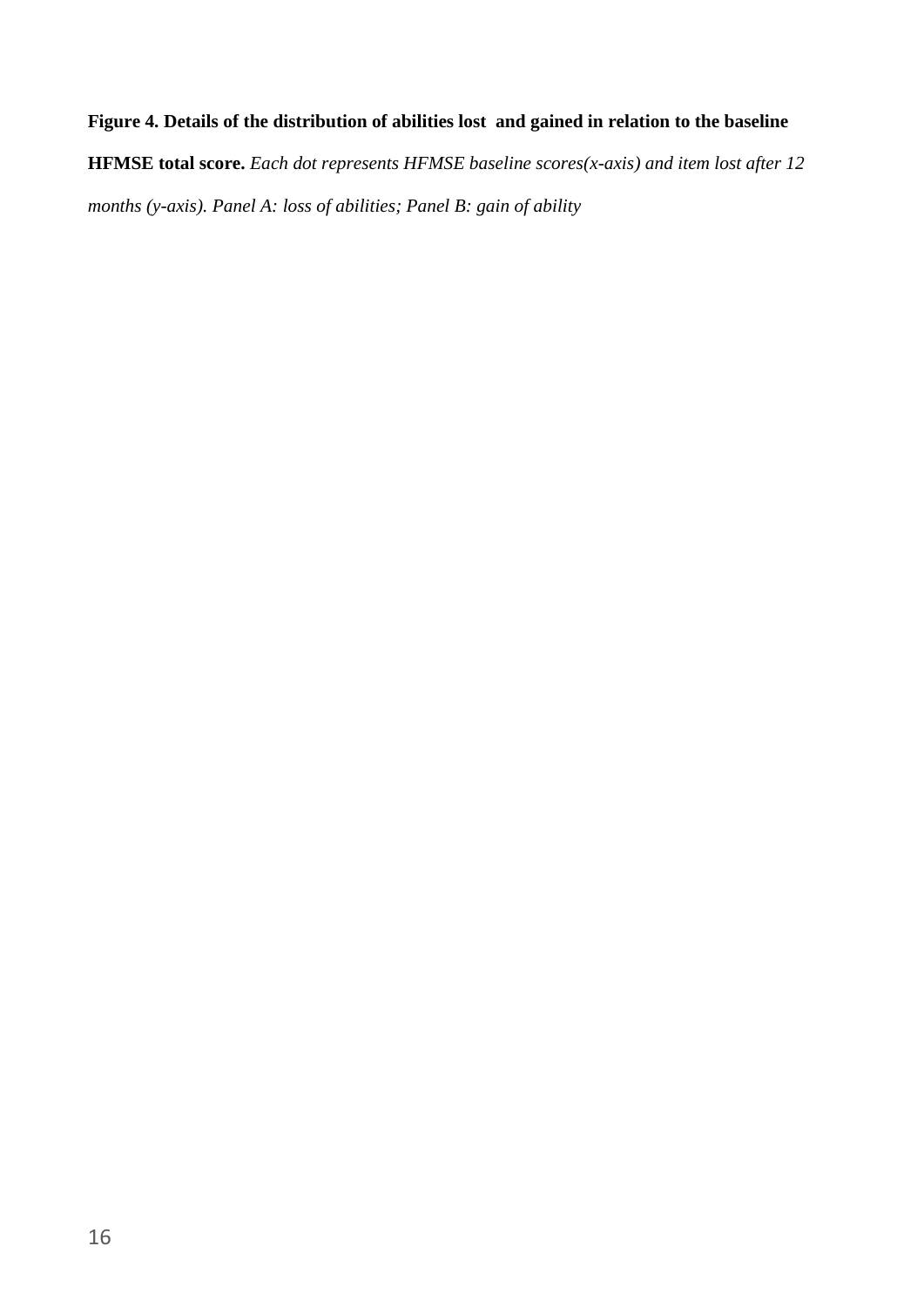**Figure 4. Details of the distribution of abilities lost  and gained in relation to the baseline HFMSE total score.** *Each dot represents HFMSE baseline scores(x-axis) and item lost after 12 months (y-axis). Panel A: loss of abilities; Panel B: gain of ability*